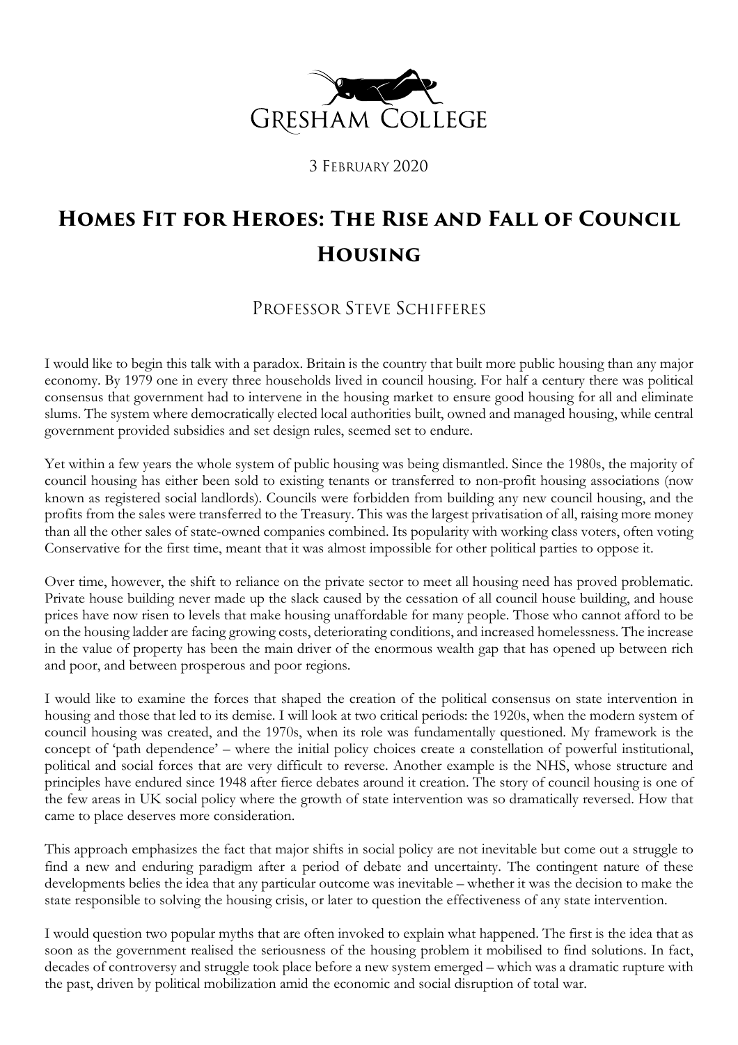Gresham College

3 February 2020

# Homes Fit for Heroes: The Rise and Fall of Council Housing

## Professor Steve Schifferes

I would like to begin this talk with a paradox. Britain is the country that built more public housing than any major economy. By 1979 one in every three households lived in council housing. For half a century there was political consensus that government had to intervene in the housing market to ensure good housing for all and eliminate slums. The system where democratically elected local authorities built, owned and managed housing, while central government provided subsidies and set design rules, seemed set to endure.

Yet within a few years the whole system of public housing was being dismantled. Since the 1980s, the majority of council housing has either been sold to existing tenants or transferred to non-profit housing associations (now known as registered social landlords). Councils were forbidden from building any new council housing, and the profits from the sales were transferred to the Treasury. This was the largest privatisation of all, raising more money than all the other sales of state-owned companies combined. Its popularity with working class voters, often voting Conservative for the first time, meant that it was almost impossible for other political parties to oppose it.

Over time, however, the shift to reliance on the private sector to meet all housing need has proved problematic. Private house building never made up the slack caused by the cessation of all council house building, and house prices have now risen to levels that make housing unaffordable for many people. Those who cannot afford to be on the housing ladder are facing growing costs, deteriorating conditions, and increased homelessness. The increase in the value of property has been the main driver of the enormous wealth gap that has opened up between rich and poor, and between prosperous and poor regions.

I would like to examine the forces that shaped the creation of the political consensus on state intervention in housing and those that led to its demise. I will look at two critical periods: the 1920s, when the modern system of council housing was created, and the 1970s, when its role was fundamentally questioned. My framework is the concept of 'path dependence' – where the initial policy choices create a constellation of powerful institutional, political and social forces that are very difficult to reverse. Another example is the NHS, whose structure and principles have endured since 1948 after fierce debates around it creation. The story of council housing is one of the few areas in UK social policy where the growth of state intervention was so dramatically reversed. How that came to place deserves more consideration.

This approach emphasizes the fact that major shifts in social policy are not inevitable but come out a struggle to find a new and enduring paradigm after a period of debate and uncertainty. The contingent nature of these developments belies the idea that any particular outcome was inevitable – whether it was the decision to make the state responsible to solving the housing crisis, or later to question the effectiveness of any state intervention.

I would question two popular myths that are often invoked to explain what happened. The first is the idea that as soon as the government realised the seriousness of the housing problem it mobilised to find solutions. In fact, decades of controversy and struggle took place before a new system emerged – which was a dramatic rupture with the past, driven by political mobilization amid the economic and social disruption of total war.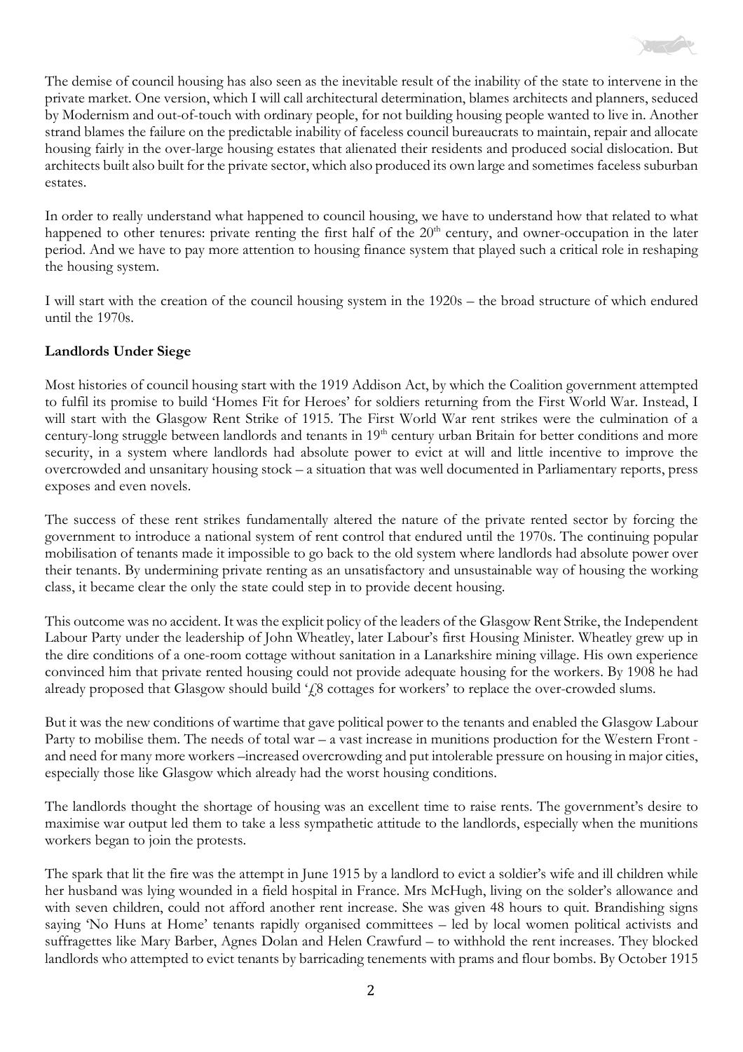The demise of council housing has also seen as the inevitable result of the inability of the state to intervene in the private market. One version, which I will call architectural determination, blames architects and planners, seduced by Modernism and out-of-touch with ordinary people, for not building housing people wanted to live in. Another strand blames the failure on the predictable inability of faceless council bureaucrats to maintain, repair and allocate housing fairly in the over-large housing estates that alienated their residents and produced social dislocation. But architects built also built for the private sector, which also produced its own large and sometimes faceless suburban estates.

In order to really understand what happened to council housing, we have to understand how that related to what happened to other tenures: private renting the first half of the 20th century, and owner-occupation in the later period. And we have to pay more attention to housing finance system that played such a critical role in reshaping the housing system.

I will start with the creation of the council housing system in the 1920s – the broad structure of which endured until the 1970s.

**Landlords Under Siege**

Most histories of council housing start with the 1919 Addison Act, by which the Coalition government attempted to fulfil its promise to build 'Homes Fit for Heroes' for soldiers returning from the First World War. Instead, I will start with the Glasgow Rent Strike of 1915. The First World War rent strikes were the culmination of a century-long struggle between landlords and tenants in 19th century urban Britain for better conditions and more security, in a system where landlords had absolute power to evict at will and little incentive to improve the overcrowded and unsanitary housing stock – a situation that was well documented in Parliamentary reports, press exposes and even novels.

The success of these rent strikes fundamentally altered the nature of the private rented sector by forcing the government to introduce a national system of rent control that endured until the 1970s. The continuing popular mobilisation of tenants made it impossible to go back to the old system where landlords had absolute power over their tenants. By undermining private renting as an unsatisfactory and unsustainable way of housing the working class, it became clear the only the state could step in to provide decent housing.

This outcome was no accident. It was the explicit policy of the leaders of the Glasgow Rent Strike, the Independent Labour Party under the leadership of John Wheatley, later Labour's first Housing Minister. Wheatley grew up in the dire conditions of a one-room cottage without sanitation in a Lanarkshire mining village. His own experience convinced him that private rented housing could not provide adequate housing for the workers. By 1908 he had already proposed that Glasgow should build '£8 cottages for workers' to replace the over-crowded slums.

But it was the new conditions of wartime that gave political power to the tenants and enabled the Glasgow Labour Party to mobilise them. The needs of total war – a vast increase in munitions production for the Western Front - and need for many more workers –increased overcrowding and put intolerable pressure on housing in major cities, especially those like Glasgow which already had the worst housing conditions.

The landlords thought the shortage of housing was an excellent time to raise rents. The government's desire to maximise war output led them to take a less sympathetic attitude to the landlords, especially when the munitions workers began to join the protests.

The spark that lit the fire was the attempt in June 1915 by a landlord to evict a soldier's wife and ill children while her husband was lying wounded in a field hospital in France. Mrs McHugh, living on the solder's allowance and with seven children, could not afford another rent increase. She was given 48 hours to quit. Brandishing signs saying 'No Huns at Home' tenants rapidly organised committees – led by local women political activists and suffragettes like Mary Barber, Agnes Dolan and Helen Crawfurd – to withhold the rent increases. They blocked landlords who attempted to evict tenants by barricading tenements with prams and flour bombs. By October 1915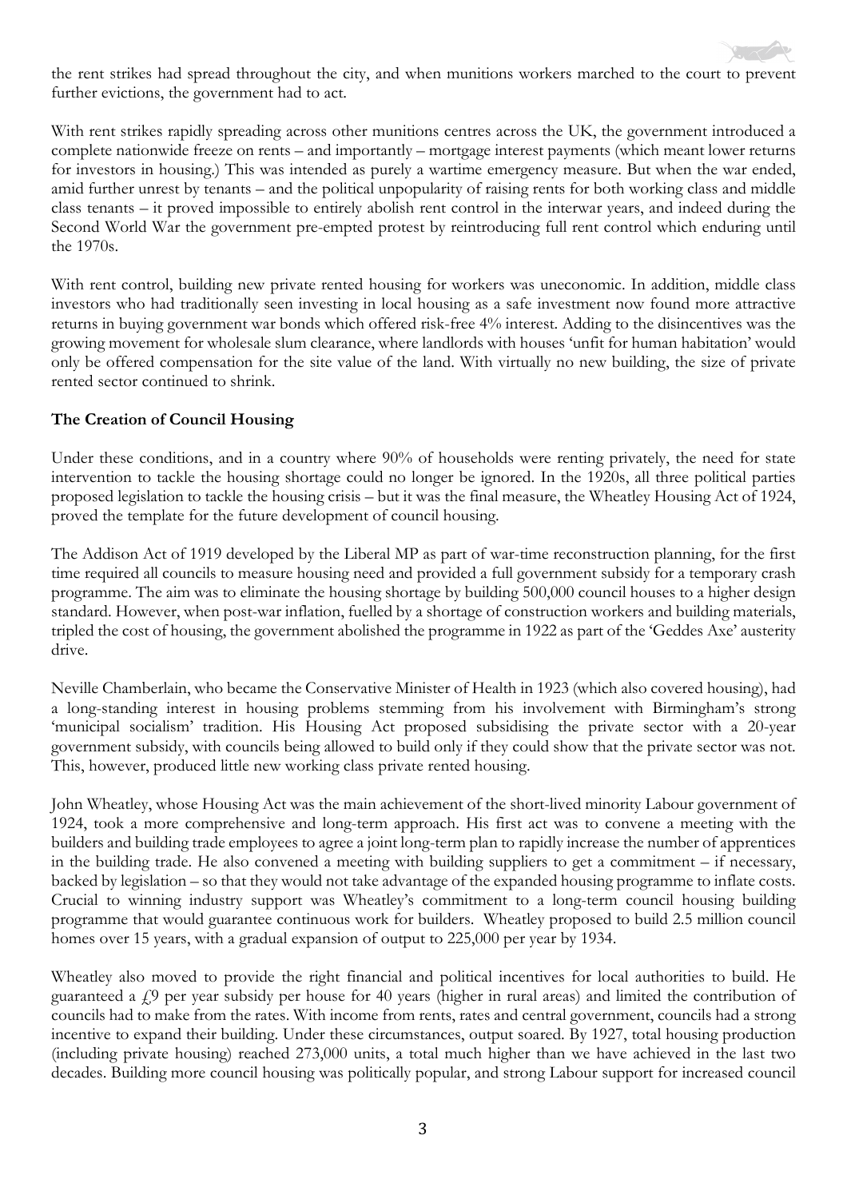the rent strikes had spread throughout the city, and when munitions workers marched to the court to prevent further evictions, the government had to act.

With rent strikes rapidly spreading across other munitions centres across the UK, the government introduced a complete nationwide freeze on rents – and importantly – mortgage interest payments (which meant lower returns for investors in housing.) This was intended as purely a wartime emergency measure. But when the war ended, amid further unrest by tenants – and the political unpopularity of raising rents for both working class and middle class tenants – it proved impossible to entirely abolish rent control in the interwar years, and indeed during the Second World War the government pre-empted protest by reintroducing full rent control which enduring until the 1970s.

With rent control, building new private rented housing for workers was uneconomic. In addition, middle class investors who had traditionally seen investing in local housing as a safe investment now found more attractive returns in buying government war bonds which offered risk-free 4% interest. Adding to the disincentives was the growing movement for wholesale slum clearance, where landlords with houses 'unfit for human habitation' would only be offered compensation for the site value of the land. With virtually no new building, the size of private rented sector continued to shrink.

**The Creation of Council Housing**

Under these conditions, and in a country where 90% of households were renting privately, the need for state intervention to tackle the housing shortage could no longer be ignored. In the 1920s, all three political parties proposed legislation to tackle the housing crisis – but it was the final measure, the Wheatley Housing Act of 1924, proved the template for the future development of council housing.

The Addison Act of 1919 developed by the Liberal MP as part of war-time reconstruction planning, for the first time required all councils to measure housing need and provided a full government subsidy for a temporary crash programme. The aim was to eliminate the housing shortage by building 500,000 council houses to a higher design standard. However, when post-war inflation, fuelled by a shortage of construction workers and building materials, tripled the cost of housing, the government abolished the programme in 1922 as part of the 'Geddes Axe' austerity drive.

Neville Chamberlain, who became the Conservative Minister of Health in 1923 (which also covered housing), had a long-standing interest in housing problems stemming from his involvement with Birmingham's strong 'municipal socialism' tradition. His Housing Act proposed subsidising the private sector with a 20-year government subsidy, with councils being allowed to build only if they could show that the private sector was not. This, however, produced little new working class private rented housing.

John Wheatley, whose Housing Act was the main achievement of the short-lived minority Labour government of 1924, took a more comprehensive and long-term approach. His first act was to convene a meeting with the builders and building trade employees to agree a joint long-term plan to rapidly increase the number of apprentices in the building trade. He also convened a meeting with building suppliers to get a commitment – if necessary, backed by legislation – so that they would not take advantage of the expanded housing programme to inflate costs. Crucial to winning industry support was Wheatley's commitment to a long-term council housing building programme that would guarantee continuous work for builders. Wheatley proposed to build 2.5 million council homes over 15 years, with a gradual expansion of output to 225,000 per year by 1934.

Wheatley also moved to provide the right financial and political incentives for local authorities to build. He guaranteed a £9 per year subsidy per house for 40 years (higher in rural areas) and limited the contribution of councils had to make from the rates. With income from rents, rates and central government, councils had a strong incentive to expand their building. Under these circumstances, output soared. By 1927, total housing production (including private housing) reached 273,000 units, a total much higher than we have achieved in the last two decades. Building more council housing was politically popular, and strong Labour support for increased council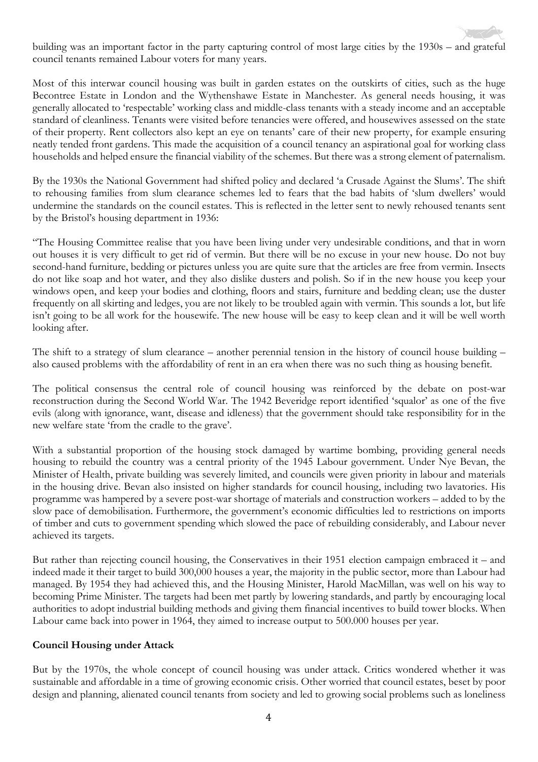building was an important factor in the party capturing control of most large cities by the 1930s – and grateful council tenants remained Labour voters for many years.

Most of this interwar council housing was built in garden estates on the outskirts of cities, such as the huge Becontree Estate in London and the Wythenshawe Estate in Manchester. As general needs housing, it was generally allocated to 'respectable' working class and middle-class tenants with a steady income and an acceptable standard of cleanliness. Tenants were visited before tenancies were offered, and housewives assessed on the state of their property. Rent collectors also kept an eye on tenants' care of their new property, for example ensuring neatly tended front gardens. This made the acquisition of a council tenancy an aspirational goal for working class households and helped ensure the financial viability of the schemes. But there was a strong element of paternalism.

By the 1930s the National Government had shifted policy and declared 'a Crusade Against the Slums'. The shift to rehousing families from slum clearance schemes led to fears that the bad habits of 'slum dwellers' would undermine the standards on the council estates. This is reflected in the letter sent to newly rehoused tenants sent by the Bristol's housing department in 1936:

"The Housing Committee realise that you have been living under very undesirable conditions, and that in worn out houses it is very difficult to get rid of vermin. But there will be no excuse in your new house. Do not buy second-hand furniture, bedding or pictures unless you are quite sure that the articles are free from vermin. Insects do not like soap and hot water, and they also dislike dusters and polish. So if in the new house you keep your windows open, and keep your bodies and clothing, floors and stairs, furniture and bedding clean; use the duster frequently on all skirting and ledges, you are not likely to be troubled again with vermin. This sounds a lot, but life isn't going to be all work for the housewife. The new house will be easy to keep clean and it will be well worth looking after.

The shift to a strategy of slum clearance – another perennial tension in the history of council house building – also caused problems with the affordability of rent in an era when there was no such thing as housing benefit.

The political consensus the central role of council housing was reinforced by the debate on post-war reconstruction during the Second World War. The 1942 Beveridge report identified 'squalor' as one of the five evils (along with ignorance, want, disease and idleness) that the government should take responsibility for in the new welfare state 'from the cradle to the grave'.

With a substantial proportion of the housing stock damaged by wartime bombing, providing general needs housing to rebuild the country was a central priority of the 1945 Labour government. Under Nye Bevan, the Minister of Health, private building was severely limited, and councils were given priority in labour and materials in the housing drive. Bevan also insisted on higher standards for council housing, including two lavatories. His programme was hampered by a severe post-war shortage of materials and construction workers – added to by the slow pace of demobilisation. Furthermore, the government's economic difficulties led to restrictions on imports of timber and cuts to government spending which slowed the pace of rebuilding considerably, and Labour never achieved its targets.

But rather than rejecting council housing, the Conservatives in their 1951 election campaign embraced it – and indeed made it their target to build 300,000 houses a year, the majority in the public sector, more than Labour had managed. By 1954 they had achieved this, and the Housing Minister, Harold MacMillan, was well on his way to becoming Prime Minister. The targets had been met partly by lowering standards, and partly by encouraging local authorities to adopt industrial building methods and giving them financial incentives to build tower blocks. When Labour came back into power in 1964, they aimed to increase output to 500.000 houses per year.

**Council Housing under Attack**

But by the 1970s, the whole concept of council housing was under attack. Critics wondered whether it was sustainable and affordable in a time of growing economic crisis. Other worried that council estates, beset by poor design and planning, alienated council tenants from society and led to growing social problems such as loneliness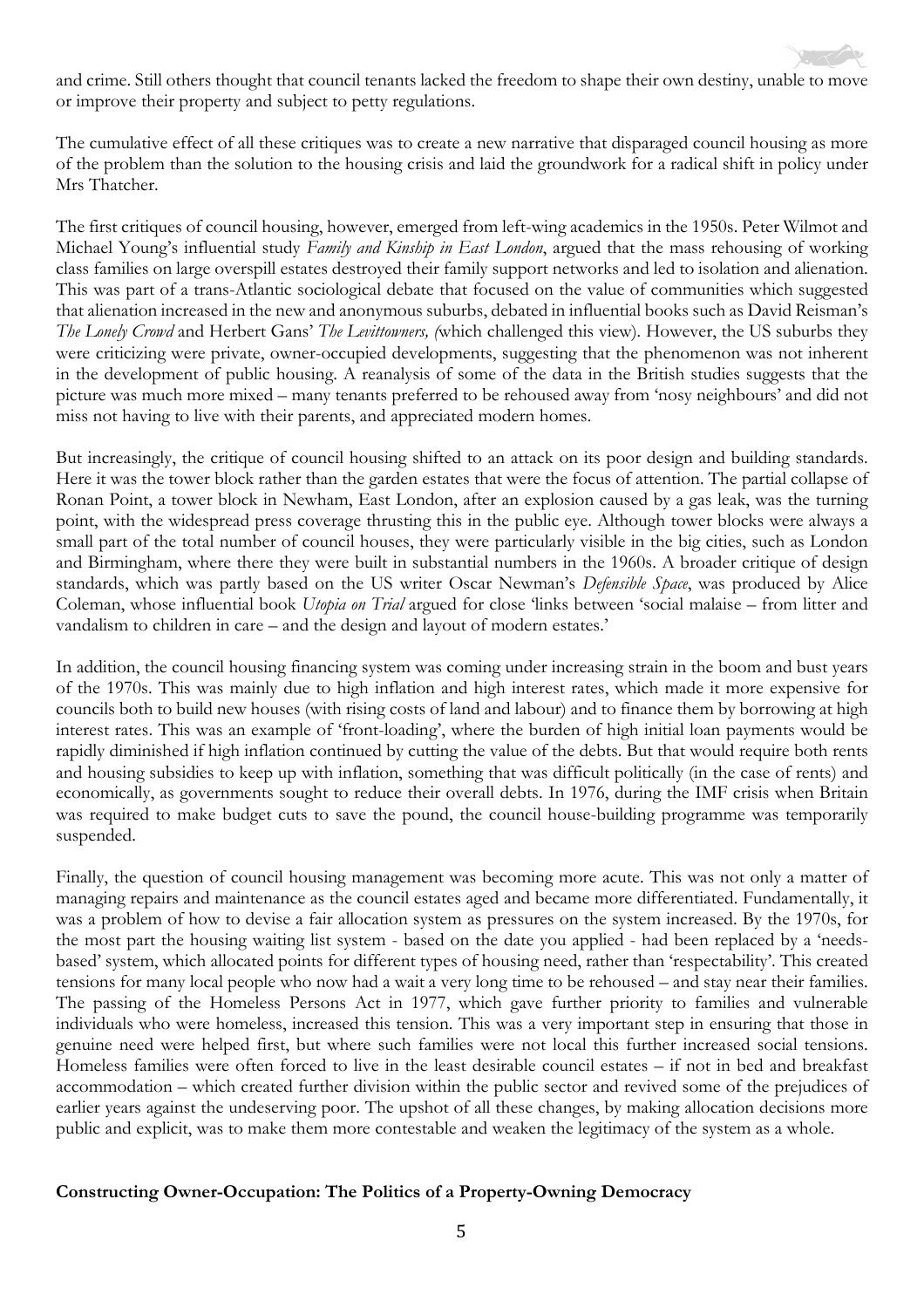and crime. Still others thought that council tenants lacked the freedom to shape their own destiny, unable to move or improve their property and subject to petty regulations.

The cumulative effect of all these critiques was to create a new narrative that disparaged council housing as more of the problem than the solution to the housing crisis and laid the groundwork for a radical shift in policy under Mrs Thatcher.

The first critiques of council housing, however, emerged from left-wing academics in the 1950s. Peter Wilmot and Michael Young's influential study *Family and Kinship in East London*, argued that the mass rehousing of working class families on large overspill estates destroyed their family support networks and led to isolation and alienation. This was part of a trans-Atlantic sociological debate that focused on the value of communities which suggested that alienation increased in the new and anonymous suburbs, debated in influential books such as David Reisman's *The Lonely Crowd* and Herbert Gans' *The Levittowners, (*which challenged this view). However, the US suburbs they were criticizing were private, owner-occupied developments, suggesting that the phenomenon was not inherent in the development of public housing. A reanalysis of some of the data in the British studies suggests that the picture was much more mixed – many tenants preferred to be rehoused away from 'nosy neighbours' and did not miss not having to live with their parents, and appreciated modern homes.

But increasingly, the critique of council housing shifted to an attack on its poor design and building standards. Here it was the tower block rather than the garden estates that were the focus of attention. The partial collapse of Ronan Point, a tower block in Newham, East London, after an explosion caused by a gas leak, was the turning point, with the widespread press coverage thrusting this in the public eye. Although tower blocks were always a small part of the total number of council houses, they were particularly visible in the big cities, such as London and Birmingham, where there they were built in substantial numbers in the 1960s. A broader critique of design standards, which was partly based on the US writer Oscar Newman's *Defensible Space*, was produced by Alice Coleman, whose influential book *Utopia on Trial* argued for close 'links between 'social malaise – from litter and vandalism to children in care – and the design and layout of modern estates.'

In addition, the council housing financing system was coming under increasing strain in the boom and bust years of the 1970s. This was mainly due to high inflation and high interest rates, which made it more expensive for councils both to build new houses (with rising costs of land and labour) and to finance them by borrowing at high interest rates. This was an example of 'front-loading', where the burden of high initial loan payments would be rapidly diminished if high inflation continued by cutting the value of the debts. But that would require both rents and housing subsidies to keep up with inflation, something that was difficult politically (in the case of rents) and economically, as governments sought to reduce their overall debts. In 1976, during the IMF crisis when Britain was required to make budget cuts to save the pound, the council house-building programme was temporarily suspended.

Finally, the question of council housing management was becoming more acute. This was not only a matter of managing repairs and maintenance as the council estates aged and became more differentiated. Fundamentally, it was a problem of how to devise a fair allocation system as pressures on the system increased. By the 1970s, for the most part the housing waiting list system - based on the date you applied - had been replaced by a 'needs-based' system, which allocated points for different types of housing need, rather than 'respectability'. This created tensions for many local people who now had a wait a very long time to be rehoused – and stay near their families. The passing of the Homeless Persons Act in 1977, which gave further priority to families and vulnerable individuals who were homeless, increased this tension. This was a very important step in ensuring that those in genuine need were helped first, but where such families were not local this further increased social tensions. Homeless families were often forced to live in the least desirable council estates – if not in bed and breakfast accommodation – which created further division within the public sector and revived some of the prejudices of earlier years against the undeserving poor. The upshot of all these changes, by making allocation decisions more public and explicit, was to make them more contestable and weaken the legitimacy of the system as a whole.

**Constructing Owner-Occupation: The Politics of a Property-Owning Democracy**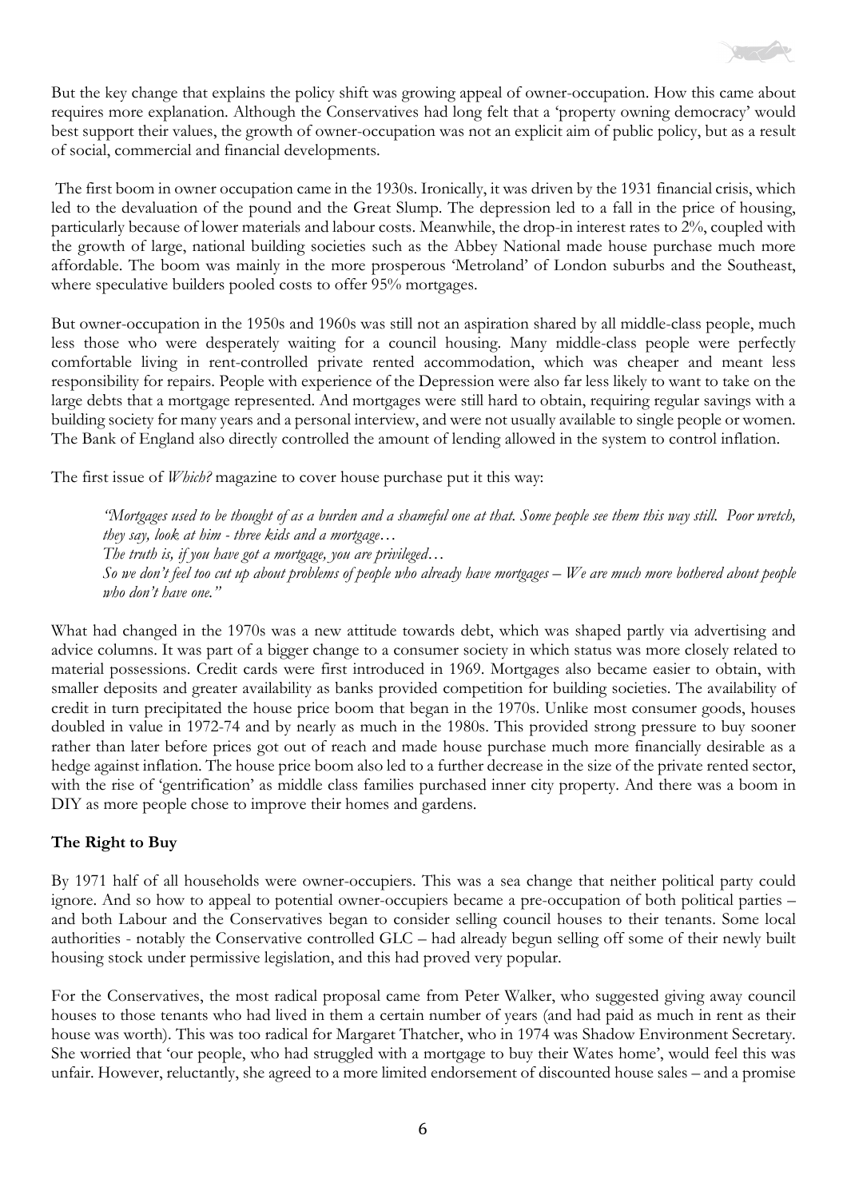But the key change that explains the policy shift was growing appeal of owner-occupation. How this came about requires more explanation. Although the Conservatives had long felt that a 'property owning democracy' would best support their values, the growth of owner-occupation was not an explicit aim of public policy, but as a result of social, commercial and financial developments.

The first boom in owner occupation came in the 1930s. Ironically, it was driven by the 1931 financial crisis, which led to the devaluation of the pound and the Great Slump. The depression led to a fall in the price of housing, particularly because of lower materials and labour costs. Meanwhile, the drop-in interest rates to 2%, coupled with the growth of large, national building societies such as the Abbey National made house purchase much more affordable. The boom was mainly in the more prosperous 'Metroland' of London suburbs and the Southeast, where speculative builders pooled costs to offer 95% mortgages.

But owner-occupation in the 1950s and 1960s was still not an aspiration shared by all middle-class people, much less those who were desperately waiting for a council housing. Many middle-class people were perfectly comfortable living in rent-controlled private rented accommodation, which was cheaper and meant less responsibility for repairs. People with experience of the Depression were also far less likely to want to take on the large debts that a mortgage represented. And mortgages were still hard to obtain, requiring regular savings with a building society for many years and a personal interview, and were not usually available to single people or women. The Bank of England also directly controlled the amount of lending allowed in the system to control inflation.

The first issue of *Which?* magazine to cover house purchase put it this way:

> *"Mortgages used to be thought of as a burden and a shameful one at that. Some people see them this way still. Poor wretch, they say, look at him - three kids and a mortgage…*
> *The truth is, if you have got a mortgage, you are privileged…*
> *So we don't feel too cut up about problems of people who already have mortgages – We are much more bothered about people who don't have one."*

What had changed in the 1970s was a new attitude towards debt, which was shaped partly via advertising and advice columns. It was part of a bigger change to a consumer society in which status was more closely related to material possessions. Credit cards were first introduced in 1969. Mortgages also became easier to obtain, with smaller deposits and greater availability as banks provided competition for building societies. The availability of credit in turn precipitated the house price boom that began in the 1970s. Unlike most consumer goods, houses doubled in value in 1972-74 and by nearly as much in the 1980s. This provided strong pressure to buy sooner rather than later before prices got out of reach and made house purchase much more financially desirable as a hedge against inflation. The house price boom also led to a further decrease in the size of the private rented sector, with the rise of 'gentrification' as middle class families purchased inner city property. And there was a boom in DIY as more people chose to improve their homes and gardens.

**The Right to Buy**

By 1971 half of all households were owner-occupiers. This was a sea change that neither political party could ignore. And so how to appeal to potential owner-occupiers became a pre-occupation of both political parties – and both Labour and the Conservatives began to consider selling council houses to their tenants. Some local authorities - notably the Conservative controlled GLC – had already begun selling off some of their newly built housing stock under permissive legislation, and this had proved very popular.

For the Conservatives, the most radical proposal came from Peter Walker, who suggested giving away council houses to those tenants who had lived in them a certain number of years (and had paid as much in rent as their house was worth). This was too radical for Margaret Thatcher, who in 1974 was Shadow Environment Secretary. She worried that 'our people, who had struggled with a mortgage to buy their Wates home', would feel this was unfair. However, reluctantly, she agreed to a more limited endorsement of discounted house sales – and a promise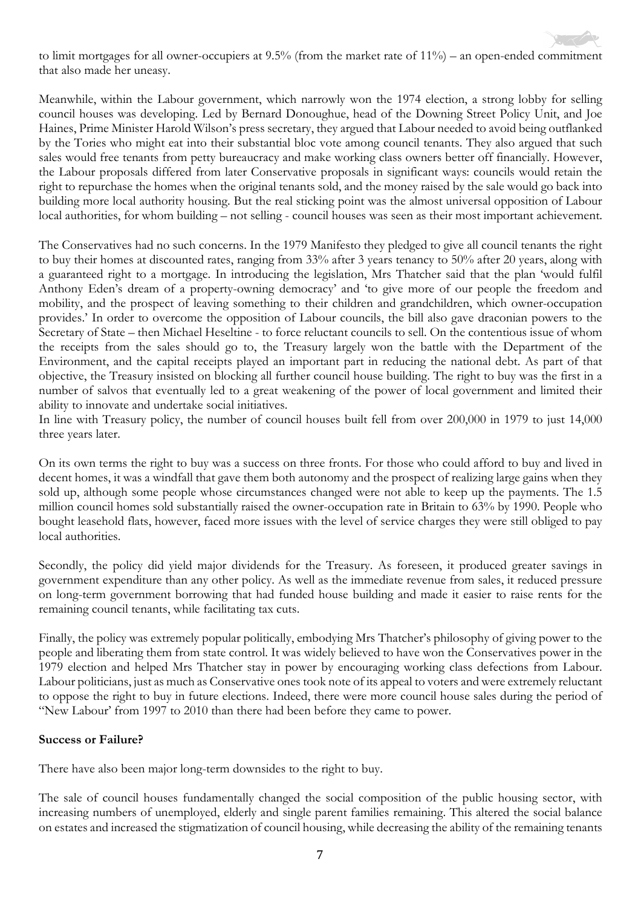to limit mortgages for all owner-occupiers at 9.5% (from the market rate of 11%) – an open-ended commitment that also made her uneasy.

Meanwhile, within the Labour government, which narrowly won the 1974 election, a strong lobby for selling council houses was developing. Led by Bernard Donoughue, head of the Downing Street Policy Unit, and Joe Haines, Prime Minister Harold Wilson's press secretary, they argued that Labour needed to avoid being outflanked by the Tories who might eat into their substantial bloc vote among council tenants. They also argued that such sales would free tenants from petty bureaucracy and make working class owners better off financially. However, the Labour proposals differed from later Conservative proposals in significant ways: councils would retain the right to repurchase the homes when the original tenants sold, and the money raised by the sale would go back into building more local authority housing. But the real sticking point was the almost universal opposition of Labour local authorities, for whom building – not selling - council houses was seen as their most important achievement.

The Conservatives had no such concerns. In the 1979 Manifesto they pledged to give all council tenants the right to buy their homes at discounted rates, ranging from 33% after 3 years tenancy to 50% after 20 years, along with a guaranteed right to a mortgage. In introducing the legislation, Mrs Thatcher said that the plan 'would fulfil Anthony Eden's dream of a property-owning democracy' and 'to give more of our people the freedom and mobility, and the prospect of leaving something to their children and grandchildren, which owner-occupation provides.' In order to overcome the opposition of Labour councils, the bill also gave draconian powers to the Secretary of State – then Michael Heseltine - to force reluctant councils to sell. On the contentious issue of whom the receipts from the sales should go to, the Treasury largely won the battle with the Department of the Environment, and the capital receipts played an important part in reducing the national debt. As part of that objective, the Treasury insisted on blocking all further council house building. The right to buy was the first in a number of salvos that eventually led to a great weakening of the power of local government and limited their ability to innovate and undertake social initiatives.

In line with Treasury policy, the number of council houses built fell from over 200,000 in 1979 to just 14,000 three years later.

On its own terms the right to buy was a success on three fronts. For those who could afford to buy and lived in decent homes, it was a windfall that gave them both autonomy and the prospect of realizing large gains when they sold up, although some people whose circumstances changed were not able to keep up the payments. The 1.5 million council homes sold substantially raised the owner-occupation rate in Britain to 63% by 1990. People who bought leasehold flats, however, faced more issues with the level of service charges they were still obliged to pay local authorities.

Secondly, the policy did yield major dividends for the Treasury. As foreseen, it produced greater savings in government expenditure than any other policy. As well as the immediate revenue from sales, it reduced pressure on long-term government borrowing that had funded house building and made it easier to raise rents for the remaining council tenants, while facilitating tax cuts.

Finally, the policy was extremely popular politically, embodying Mrs Thatcher's philosophy of giving power to the people and liberating them from state control. It was widely believed to have won the Conservatives power in the 1979 election and helped Mrs Thatcher stay in power by encouraging working class defections from Labour. Labour politicians, just as much as Conservative ones took note of its appeal to voters and were extremely reluctant to oppose the right to buy in future elections. Indeed, there were more council house sales during the period of "New Labour' from 1997 to 2010 than there had been before they came to power.

**Success or Failure?**

There have also been major long-term downsides to the right to buy.

The sale of council houses fundamentally changed the social composition of the public housing sector, with increasing numbers of unemployed, elderly and single parent families remaining. This altered the social balance on estates and increased the stigmatization of council housing, while decreasing the ability of the remaining tenants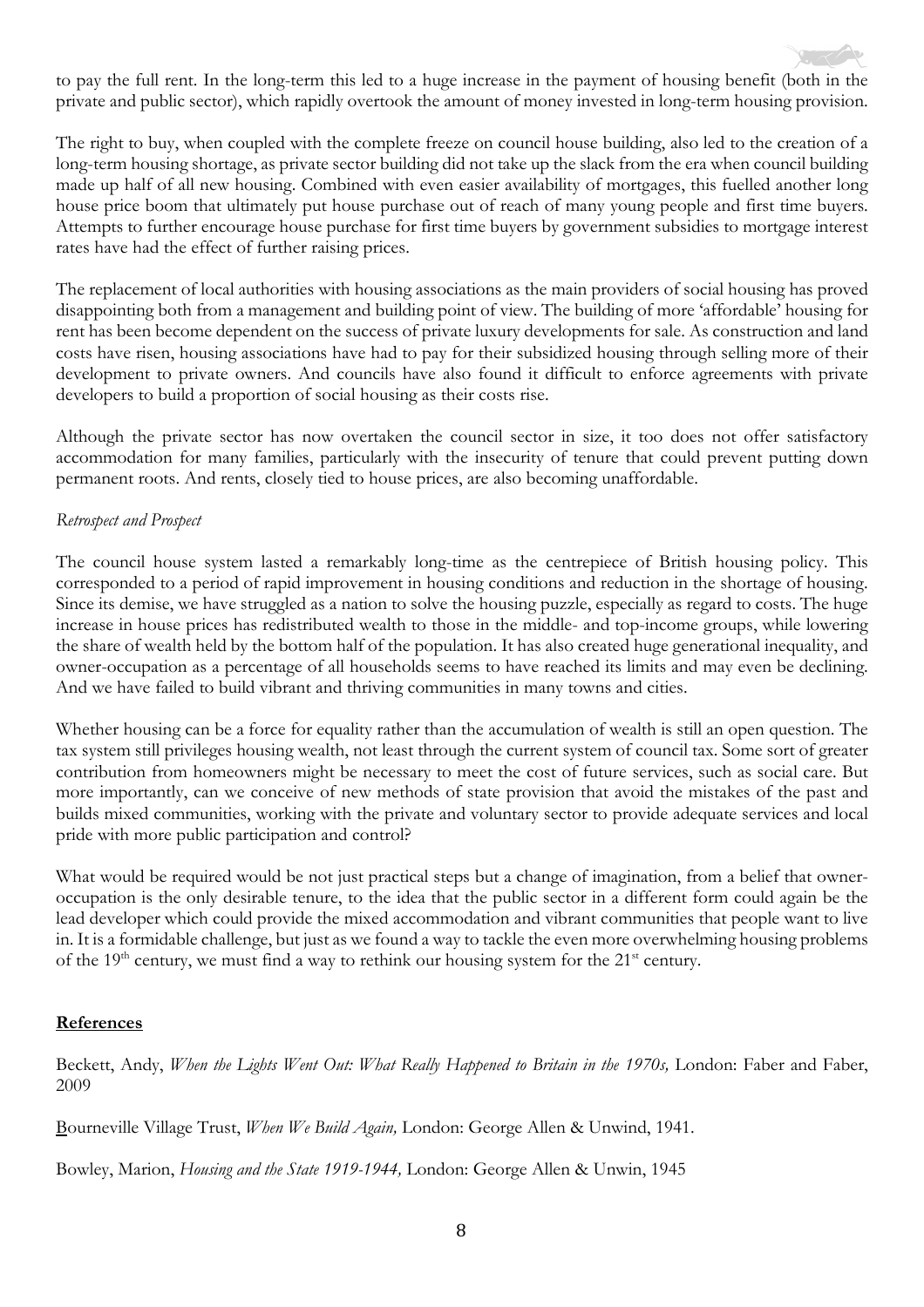to pay the full rent. In the long-term this led to a huge increase in the payment of housing benefit (both in the private and public sector), which rapidly overtook the amount of money invested in long-term housing provision.

The right to buy, when coupled with the complete freeze on council house building, also led to the creation of a long-term housing shortage, as private sector building did not take up the slack from the era when council building made up half of all new housing. Combined with even easier availability of mortgages, this fuelled another long house price boom that ultimately put house purchase out of reach of many young people and first time buyers. Attempts to further encourage house purchase for first time buyers by government subsidies to mortgage interest rates have had the effect of further raising prices.

The replacement of local authorities with housing associations as the main providers of social housing has proved disappointing both from a management and building point of view. The building of more 'affordable' housing for rent has been become dependent on the success of private luxury developments for sale. As construction and land costs have risen, housing associations have had to pay for their subsidized housing through selling more of their development to private owners. And councils have also found it difficult to enforce agreements with private developers to build a proportion of social housing as their costs rise.

Although the private sector has now overtaken the council sector in size, it too does not offer satisfactory accommodation for many families, particularly with the insecurity of tenure that could prevent putting down permanent roots. And rents, closely tied to house prices, are also becoming unaffordable.

*Retrospect and Prospect*

The council house system lasted a remarkably long-time as the centrepiece of British housing policy. This corresponded to a period of rapid improvement in housing conditions and reduction in the shortage of housing. Since its demise, we have struggled as a nation to solve the housing puzzle, especially as regard to costs. The huge increase in house prices has redistributed wealth to those in the middle- and top-income groups, while lowering the share of wealth held by the bottom half of the population. It has also created huge generational inequality, and owner-occupation as a percentage of all households seems to have reached its limits and may even be declining. And we have failed to build vibrant and thriving communities in many towns and cities.

Whether housing can be a force for equality rather than the accumulation of wealth is still an open question. The tax system still privileges housing wealth, not least through the current system of council tax. Some sort of greater contribution from homeowners might be necessary to meet the cost of future services, such as social care. But more importantly, can we conceive of new methods of state provision that avoid the mistakes of the past and builds mixed communities, working with the private and voluntary sector to provide adequate services and local pride with more public participation and control?

What would be required would be not just practical steps but a change of imagination, from a belief that owner-occupation is the only desirable tenure, to the idea that the public sector in a different form could again be the lead developer which could provide the mixed accommodation and vibrant communities that people want to live in. It is a formidable challenge, but just as we found a way to tackle the even more overwhelming housing problems of the 19th century, we must find a way to rethink our housing system for the 21st century.

## References

Beckett, Andy, *When the Lights Went Out: What Really Happened to Britain in the 1970s,* London: Faber and Faber, 2009

Bourneville Village Trust, *When We Build Again,* London: George Allen & Unwind, 1941.

Bowley, Marion, *Housing and the State 1919-1944,* London: George Allen & Unwin, 1945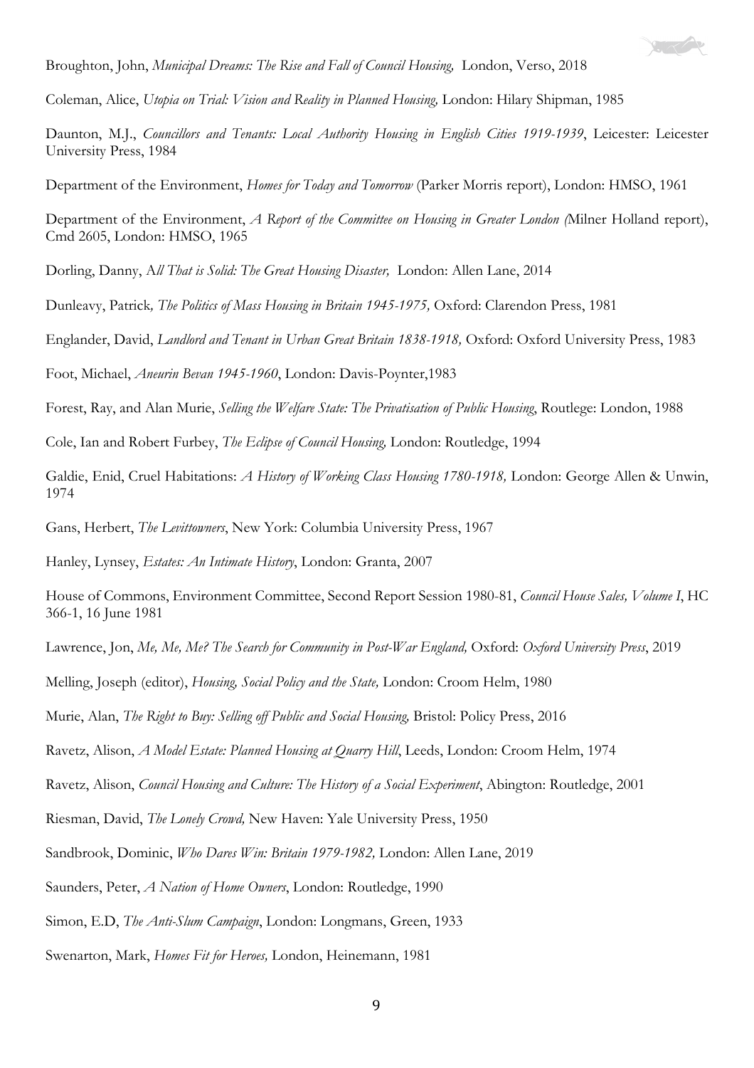Broughton, John, *Municipal Dreams: The Rise and Fall of Council Housing,* London, Verso, 2018

Coleman, Alice, *Utopia on Trial: Vision and Reality in Planned Housing,* London: Hilary Shipman, 1985

Daunton, M.J., *Councillors and Tenants: Local Authority Housing in English Cities 1919-1939*, Leicester: Leicester University Press, 1984

Department of the Environment, *Homes for Today and Tomorrow* (Parker Morris report), London: HMSO, 1961

Department of the Environment, *A Report of the Committee on Housing in Greater London (*Milner Holland report), Cmd 2605, London: HMSO, 1965

Dorling, Danny, A*ll That is Solid: The Great Housing Disaster,* London: Allen Lane, 2014

Dunleavy, Patrick*, The Politics of Mass Housing in Britain 1945-1975,* Oxford: Clarendon Press, 1981

Englander, David, *Landlord and Tenant in Urban Great Britain 1838-1918,* Oxford: Oxford University Press, 1983

Foot, Michael, *Aneurin Bevan 1945-1960*, London: Davis-Poynter,1983

Forest, Ray, and Alan Murie, *Selling the Welfare State: The Privatisation of Public Housing*, Routlege: London, 1988

Cole, Ian and Robert Furbey, *The Eclipse of Council Housing,* London: Routledge, 1994

Galdie, Enid, Cruel Habitations: *A History of Working Class Housing 1780-1918,* London: George Allen & Unwin, 1974

Gans, Herbert, *The Levittowners*, New York: Columbia University Press, 1967

Hanley, Lynsey, *Estates: An Intimate History*, London: Granta, 2007

House of Commons, Environment Committee, Second Report Session 1980-81, *Council House Sales, Volume I*, HC 366-1, 16 June 1981

Lawrence, Jon, *Me, Me, Me? The Search for Community in Post-War England,* Oxford: *Oxford University Press*, 2019

Melling, Joseph (editor), *Housing, Social Policy and the State,* London: Croom Helm, 1980

Murie, Alan, *The Right to Buy: Selling off Public and Social Housing,* Bristol: Policy Press, 2016

Ravetz, Alison, *A Model Estate: Planned Housing at Quarry Hill*, Leeds, London: Croom Helm, 1974

Ravetz, Alison, *Council Housing and Culture: The History of a Social Experiment*, Abington: Routledge, 2001

Riesman, David, *The Lonely Crowd,* New Haven: Yale University Press, 1950

Sandbrook, Dominic, *Who Dares Win: Britain 1979-1982,* London: Allen Lane, 2019

Saunders, Peter, *A Nation of Home Owners*, London: Routledge, 1990

Simon, E.D, *The Anti-Slum Campaign*, London: Longmans, Green, 1933

Swenarton, Mark, *Homes Fit for Heroes,* London, Heinemann, 1981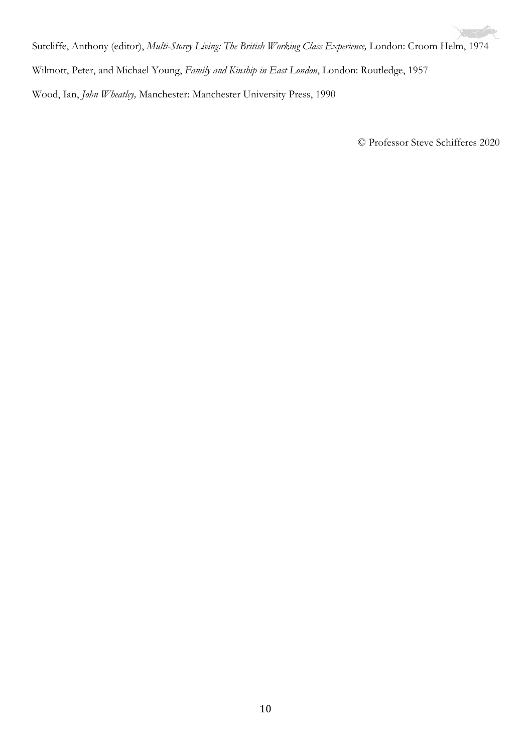Sutcliffe, Anthony (editor), *Multi-Storey Living: The British Working Class Experience,* London: Croom Helm, 1974

Wilmott, Peter, and Michael Young, *Family and Kinship in East London*, London: Routledge, 1957

Wood, Ian, *John Wheatley,* Manchester: Manchester University Press, 1990

© Professor Steve Schifferes 2020